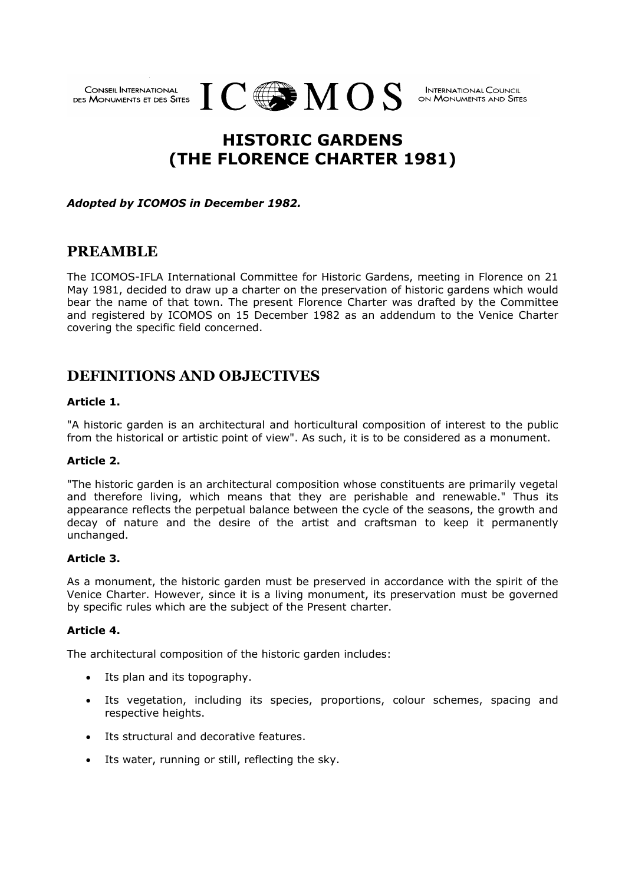CONSEIL INTERNATIONAL DES MONUMENTS ET DES SITES ICOMOS INTERNATIONAL COUNCIL ON MONUMENTS AND SITES

# HISTORIC GARDENS (THE FLORENCE CHARTER 1981)

***Adopted by ICOMOS in December 1982.***

## PREAMBLE

The ICOMOS-IFLA International Committee for Historic Gardens, meeting in Florence on 21 May 1981, decided to draw up a charter on the preservation of historic gardens which would bear the name of that town. The present Florence Charter was drafted by the Committee and registered by ICOMOS on 15 December 1982 as an addendum to the Venice Charter covering the specific field concerned.

## DEFINITIONS AND OBJECTIVES

### Article 1.

"A historic garden is an architectural and horticultural composition of interest to the public from the historical or artistic point of view". As such, it is to be considered as a monument.

### Article 2.

"The historic garden is an architectural composition whose constituents are primarily vegetal and therefore living, which means that they are perishable and renewable." Thus its appearance reflects the perpetual balance between the cycle of the seasons, the growth and decay of nature and the desire of the artist and craftsman to keep it permanently unchanged.

### Article 3.

As a monument, the historic garden must be preserved in accordance with the spirit of the Venice Charter. However, since it is a living monument, its preservation must be governed by specific rules which are the subject of the Present charter.

### Article 4.

The architectural composition of the historic garden includes:

- Its plan and its topography.
- Its vegetation, including its species, proportions, colour schemes, spacing and respective heights.
- Its structural and decorative features.
- Its water, running or still, reflecting the sky.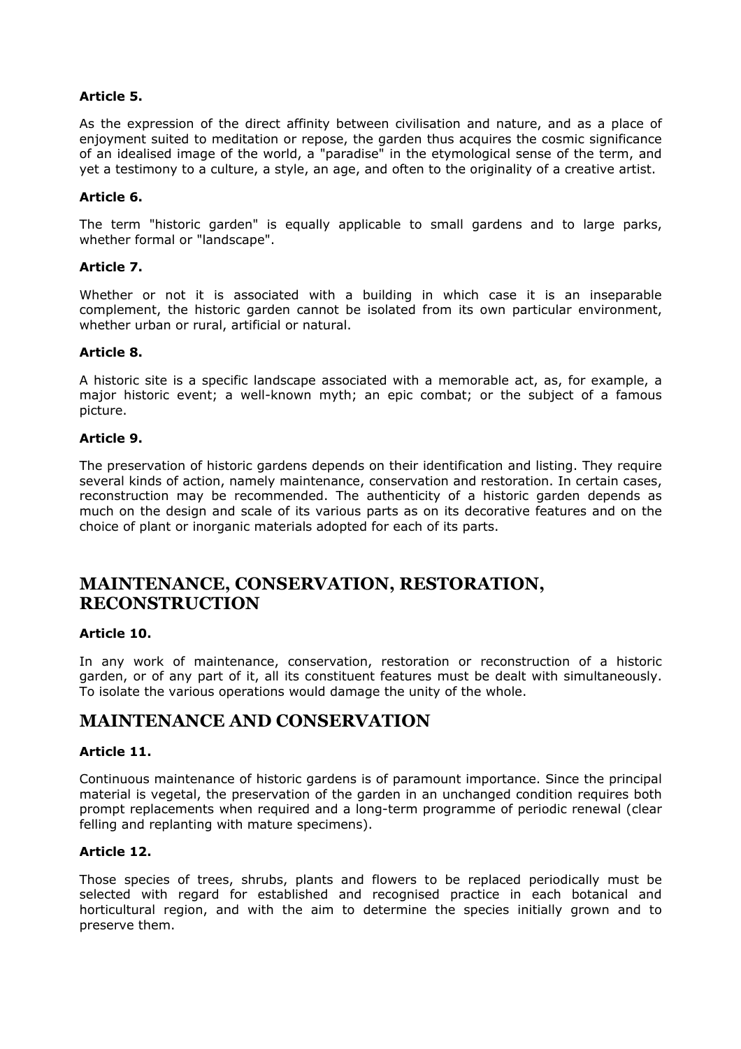**Article 5.**

As the expression of the direct affinity between civilisation and nature, and as a place of enjoyment suited to meditation or repose, the garden thus acquires the cosmic significance of an idealised image of the world, a "paradise" in the etymological sense of the term, and yet a testimony to a culture, a style, an age, and often to the originality of a creative artist.

**Article 6.**

The term "historic garden" is equally applicable to small gardens and to large parks, whether formal or "landscape".

**Article 7.**

Whether or not it is associated with a building in which case it is an inseparable complement, the historic garden cannot be isolated from its own particular environment, whether urban or rural, artificial or natural.

**Article 8.**

A historic site is a specific landscape associated with a memorable act, as, for example, a major historic event; a well-known myth; an epic combat; or the subject of a famous picture.

**Article 9.**

The preservation of historic gardens depends on their identification and listing. They require several kinds of action, namely maintenance, conservation and restoration. In certain cases, reconstruction may be recommended. The authenticity of a historic garden depends as much on the design and scale of its various parts as on its decorative features and on the choice of plant or inorganic materials adopted for each of its parts.

## MAINTENANCE, CONSERVATION, RESTORATION, RECONSTRUCTION

**Article 10.**

In any work of maintenance, conservation, restoration or reconstruction of a historic garden, or of any part of it, all its constituent features must be dealt with simultaneously. To isolate the various operations would damage the unity of the whole.

## MAINTENANCE AND CONSERVATION

**Article 11.**

Continuous maintenance of historic gardens is of paramount importance. Since the principal material is vegetal, the preservation of the garden in an unchanged condition requires both prompt replacements when required and a long-term programme of periodic renewal (clear felling and replanting with mature specimens).

**Article 12.**

Those species of trees, shrubs, plants and flowers to be replaced periodically must be selected with regard for established and recognised practice in each botanical and horticultural region, and with the aim to determine the species initially grown and to preserve them.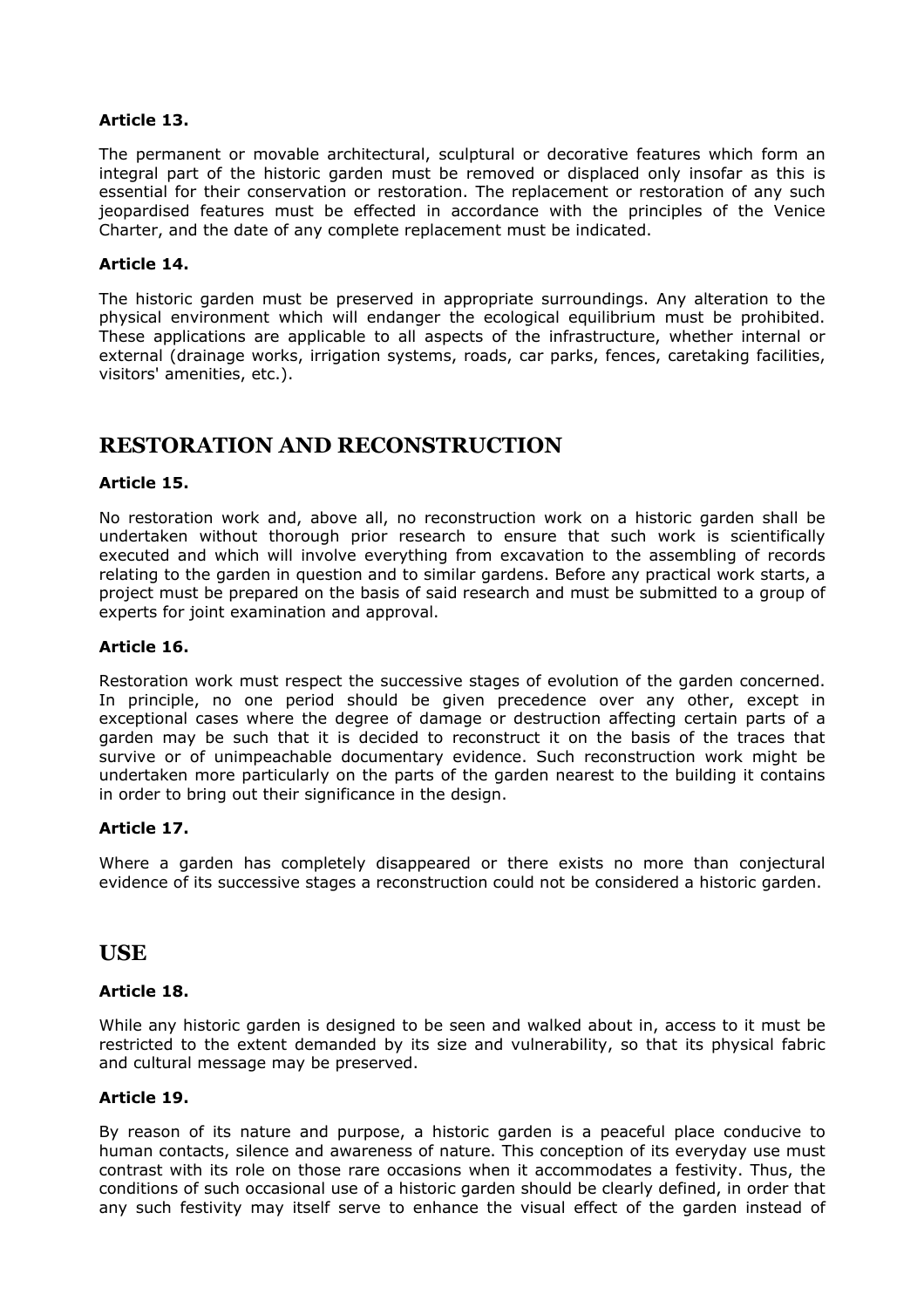#### Article 13.

The permanent or movable architectural, sculptural or decorative features which form an integral part of the historic garden must be removed or displaced only insofar as this is essential for their conservation or restoration. The replacement or restoration of any such jeopardised features must be effected in accordance with the principles of the Venice Charter, and the date of any complete replacement must be indicated.

#### Article 14.

The historic garden must be preserved in appropriate surroundings. Any alteration to the physical environment which will endanger the ecological equilibrium must be prohibited. These applications are applicable to all aspects of the infrastructure, whether internal or external (drainage works, irrigation systems, roads, car parks, fences, caretaking facilities, visitors' amenities, etc.).

## RESTORATION AND RECONSTRUCTION

#### Article 15.

No restoration work and, above all, no reconstruction work on a historic garden shall be undertaken without thorough prior research to ensure that such work is scientifically executed and which will involve everything from excavation to the assembling of records relating to the garden in question and to similar gardens. Before any practical work starts, a project must be prepared on the basis of said research and must be submitted to a group of experts for joint examination and approval.

#### Article 16.

Restoration work must respect the successive stages of evolution of the garden concerned. In principle, no one period should be given precedence over any other, except in exceptional cases where the degree of damage or destruction affecting certain parts of a garden may be such that it is decided to reconstruct it on the basis of the traces that survive or of unimpeachable documentary evidence. Such reconstruction work might be undertaken more particularly on the parts of the garden nearest to the building it contains in order to bring out their significance in the design.

#### Article 17.

Where a garden has completely disappeared or there exists no more than conjectural evidence of its successive stages a reconstruction could not be considered a historic garden.

## USE

#### Article 18.

While any historic garden is designed to be seen and walked about in, access to it must be restricted to the extent demanded by its size and vulnerability, so that its physical fabric and cultural message may be preserved.

#### Article 19.

By reason of its nature and purpose, a historic garden is a peaceful place conducive to human contacts, silence and awareness of nature. This conception of its everyday use must contrast with its role on those rare occasions when it accommodates a festivity. Thus, the conditions of such occasional use of a historic garden should be clearly defined, in order that any such festivity may itself serve to enhance the visual effect of the garden instead of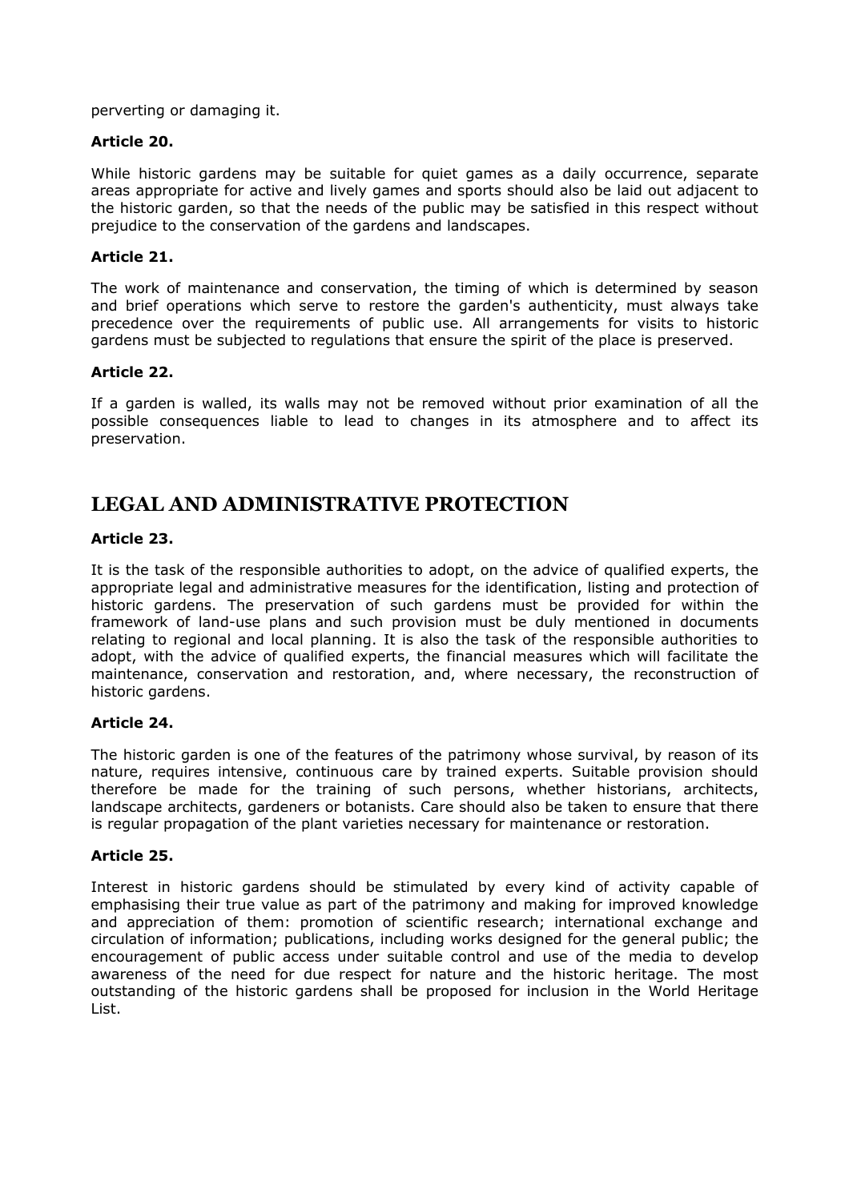perverting or damaging it.

**Article 20.**

While historic gardens may be suitable for quiet games as a daily occurrence, separate areas appropriate for active and lively games and sports should also be laid out adjacent to the historic garden, so that the needs of the public may be satisfied in this respect without prejudice to the conservation of the gardens and landscapes.

**Article 21.**

The work of maintenance and conservation, the timing of which is determined by season and brief operations which serve to restore the garden's authenticity, must always take precedence over the requirements of public use. All arrangements for visits to historic gardens must be subjected to regulations that ensure the spirit of the place is preserved.

**Article 22.**

If a garden is walled, its walls may not be removed without prior examination of all the possible consequences liable to lead to changes in its atmosphere and to affect its preservation.

## LEGAL AND ADMINISTRATIVE PROTECTION

**Article 23.**

It is the task of the responsible authorities to adopt, on the advice of qualified experts, the appropriate legal and administrative measures for the identification, listing and protection of historic gardens. The preservation of such gardens must be provided for within the framework of land-use plans and such provision must be duly mentioned in documents relating to regional and local planning. It is also the task of the responsible authorities to adopt, with the advice of qualified experts, the financial measures which will facilitate the maintenance, conservation and restoration, and, where necessary, the reconstruction of historic gardens.

**Article 24.**

The historic garden is one of the features of the patrimony whose survival, by reason of its nature, requires intensive, continuous care by trained experts. Suitable provision should therefore be made for the training of such persons, whether historians, architects, landscape architects, gardeners or botanists. Care should also be taken to ensure that there is regular propagation of the plant varieties necessary for maintenance or restoration.

**Article 25.**

Interest in historic gardens should be stimulated by every kind of activity capable of emphasising their true value as part of the patrimony and making for improved knowledge and appreciation of them: promotion of scientific research; international exchange and circulation of information; publications, including works designed for the general public; the encouragement of public access under suitable control and use of the media to develop awareness of the need for due respect for nature and the historic heritage. The most outstanding of the historic gardens shall be proposed for inclusion in the World Heritage List.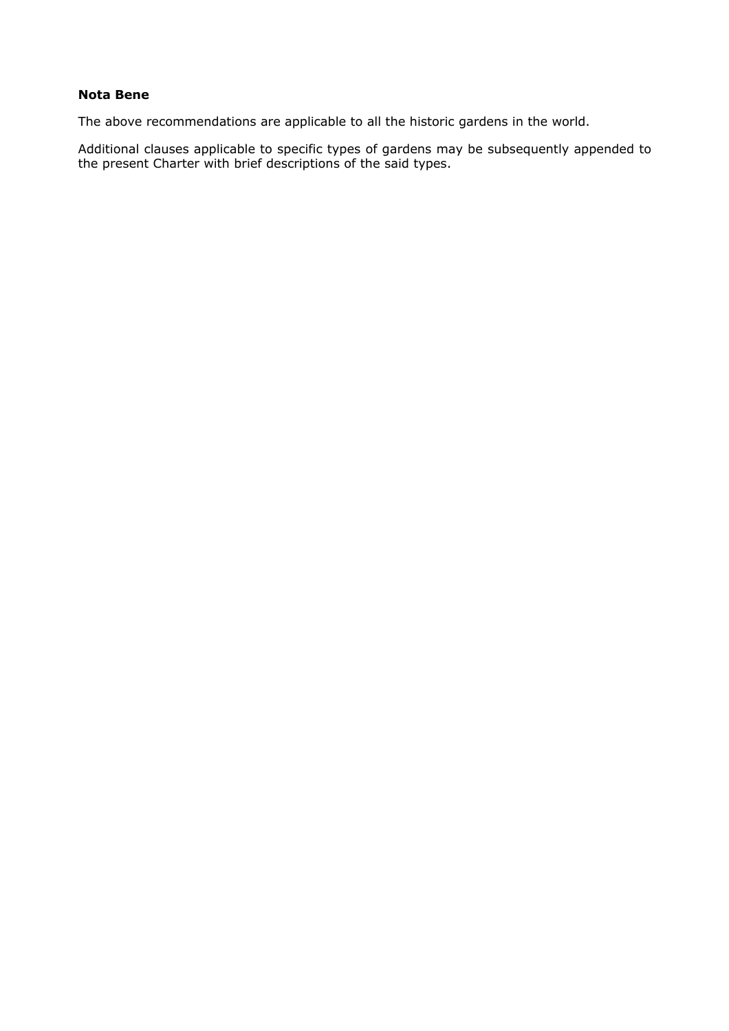**Nota Bene**

The above recommendations are applicable to all the historic gardens in the world.

Additional clauses applicable to specific types of gardens may be subsequently appended to the present Charter with brief descriptions of the said types.